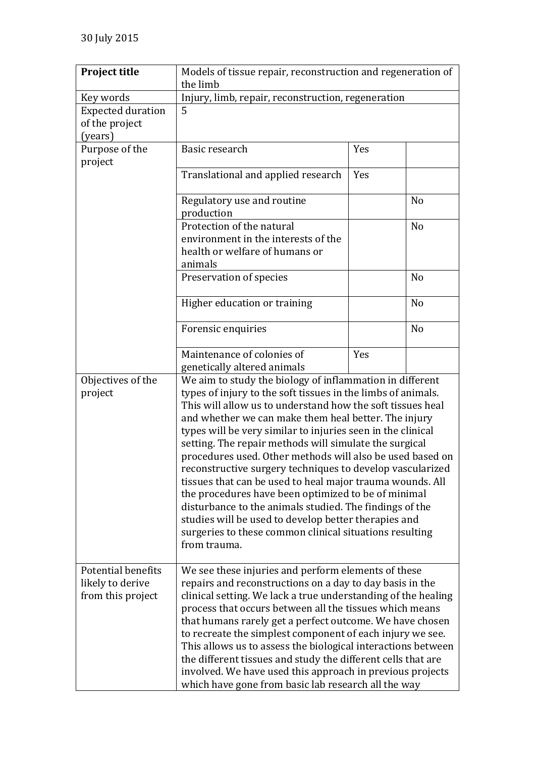30 July 2015

| | | | |
|---|---|---|---|
| **Project title** | Models of tissue repair, reconstruction and regeneration of the limb | | |
| Key words | Injury, limb, repair, reconstruction, regeneration | | |
| Expected duration of the project (years) | 5 | | |
| Purpose of the project | Basic research | Yes | |
| | Translational and applied research | Yes | |
| | Regulatory use and routine production | | No |
| | Protection of the natural environment in the interests of the health or welfare of humans or animals | | No |
| | Preservation of species | | No |
| | Higher education or training | | No |
| | Forensic enquiries | | No |
| | Maintenance of colonies of genetically altered animals | Yes | |
| Objectives of the project | We aim to study the biology of inflammation in different types of injury to the soft tissues in the limbs of animals. This will allow us to understand how the soft tissues heal and whether we can make them heal better. The injury types will be very similar to injuries seen in the clinical setting. The repair methods will simulate the surgical procedures used. Other methods will also be used based on reconstructive surgery techniques to develop vascularized tissues that can be used to heal major trauma wounds. All the procedures have been optimized to be of minimal disturbance to the animals studied. The findings of the studies will be used to develop better therapies and surgeries to these common clinical situations resulting from trauma. | | |
| Potential benefits likely to derive from this project | We see these injuries and perform elements of these repairs and reconstructions on a day to day basis in the clinical setting. We lack a true understanding of the healing process that occurs between all the tissues which means that humans rarely get a perfect outcome. We have chosen to recreate the simplest component of each injury we see. This allows us to assess the biological interactions between the different tissues and study the different cells that are involved. We have used this approach in previous projects which have gone from basic lab research all the way | | |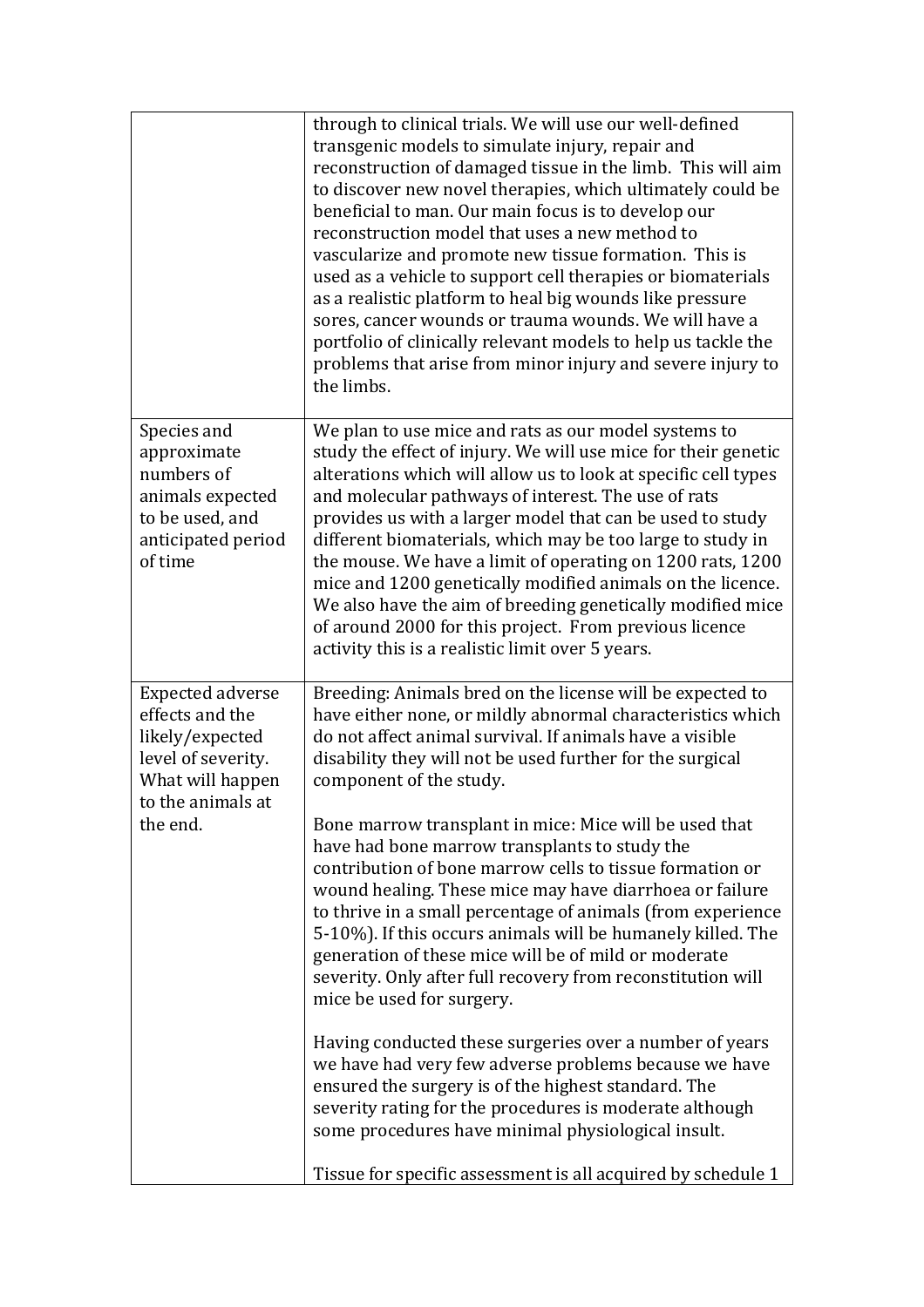| | |
|---|---|
| | through to clinical trials. We will use our well-defined transgenic models to simulate injury, repair and reconstruction of damaged tissue in the limb. This will aim to discover new novel therapies, which ultimately could be beneficial to man. Our main focus is to develop our reconstruction model that uses a new method to vascularize and promote new tissue formation. This is used as a vehicle to support cell therapies or biomaterials as a realistic platform to heal big wounds like pressure sores, cancer wounds or trauma wounds. We will have a portfolio of clinically relevant models to help us tackle the problems that arise from minor injury and severe injury to the limbs. |
| Species and approximate numbers of animals expected to be used, and anticipated period of time | We plan to use mice and rats as our model systems to study the effect of injury. We will use mice for their genetic alterations which will allow us to look at specific cell types and molecular pathways of interest. The use of rats provides us with a larger model that can be used to study different biomaterials, which may be too large to study in the mouse. We have a limit of operating on 1200 rats, 1200 mice and 1200 genetically modified animals on the licence. We also have the aim of breeding genetically modified mice of around 2000 for this project. From previous licence activity this is a realistic limit over 5 years. |
| Expected adverse effects and the likely/expected level of severity. What will happen to the animals at the end. | Breeding: Animals bred on the license will be expected to have either none, or mildly abnormal characteristics which do not affect animal survival. If animals have a visible disability they will not be used further for the surgical component of the study.<br><br>Bone marrow transplant in mice: Mice will be used that have had bone marrow transplants to study the contribution of bone marrow cells to tissue formation or wound healing. These mice may have diarrhoea or failure to thrive in a small percentage of animals (from experience 5-10%). If this occurs animals will be humanely killed. The generation of these mice will be of mild or moderate severity. Only after full recovery from reconstitution will mice be used for surgery.<br><br>Having conducted these surgeries over a number of years we have had very few adverse problems because we have ensured the surgery is of the highest standard. The severity rating for the procedures is moderate although some procedures have minimal physiological insult.<br><br>Tissue for specific assessment is all acquired by schedule 1 |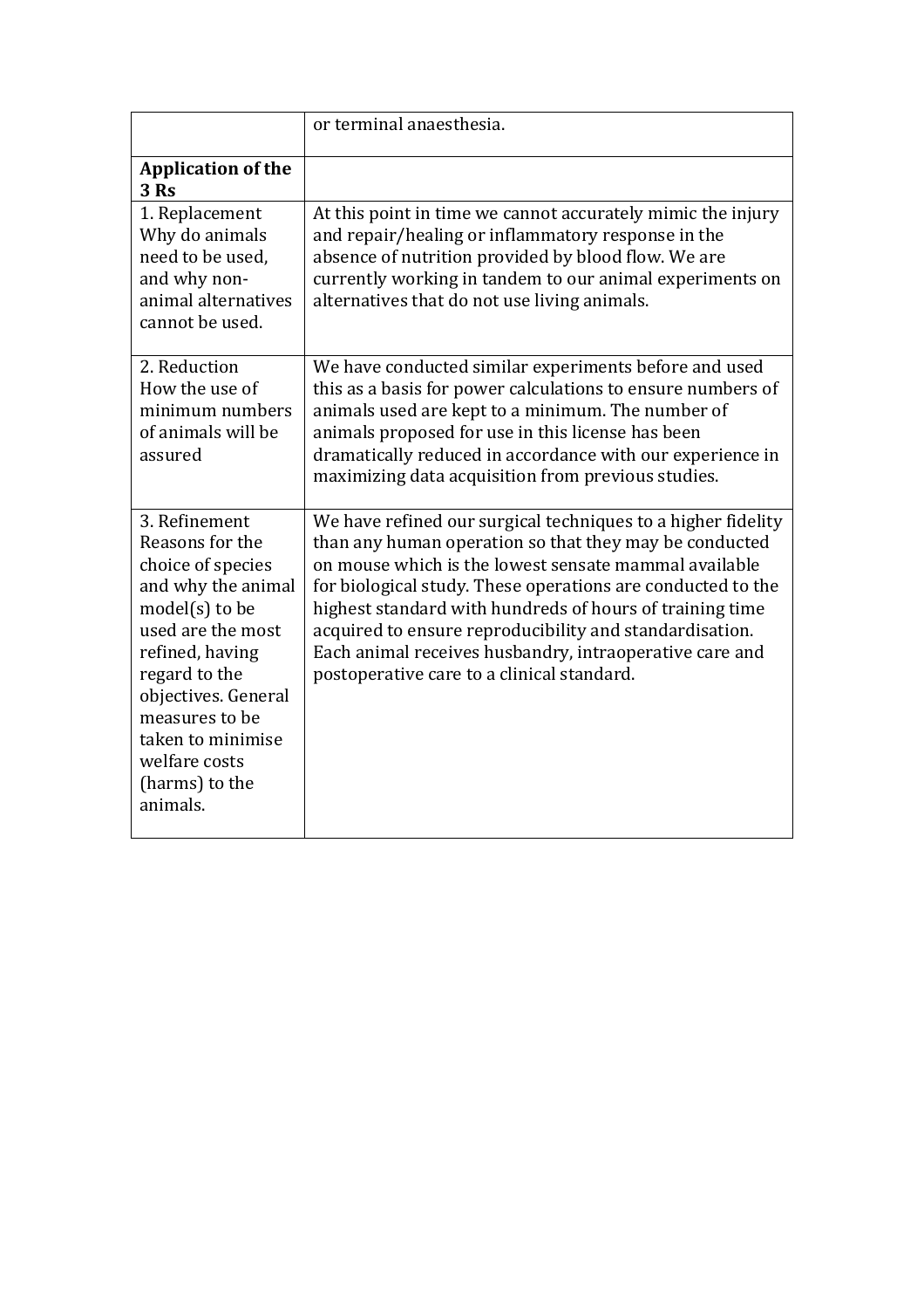| | |
|---|---|
| | or terminal anaesthesia. |
| **Application of the 3 Rs** | |
| 1. Replacement Why do animals need to be used, and why non-animal alternatives cannot be used. | At this point in time we cannot accurately mimic the injury and repair/healing or inflammatory response in the absence of nutrition provided by blood flow. We are currently working in tandem to our animal experiments on alternatives that do not use living animals. |
| 2. Reduction How the use of minimum numbers of animals will be assured | We have conducted similar experiments before and used this as a basis for power calculations to ensure numbers of animals used are kept to a minimum. The number of animals proposed for use in this license has been dramatically reduced in accordance with our experience in maximizing data acquisition from previous studies. |
| 3. Refinement Reasons for the choice of species and why the animal model(s) to be used are the most refined, having regard to the objectives. General measures to be taken to minimise welfare costs (harms) to the animals. | We have refined our surgical techniques to a higher fidelity than any human operation so that they may be conducted on mouse which is the lowest sensate mammal available for biological study. These operations are conducted to the highest standard with hundreds of hours of training time acquired to ensure reproducibility and standardisation. Each animal receives husbandry, intraoperative care and postoperative care to a clinical standard. |